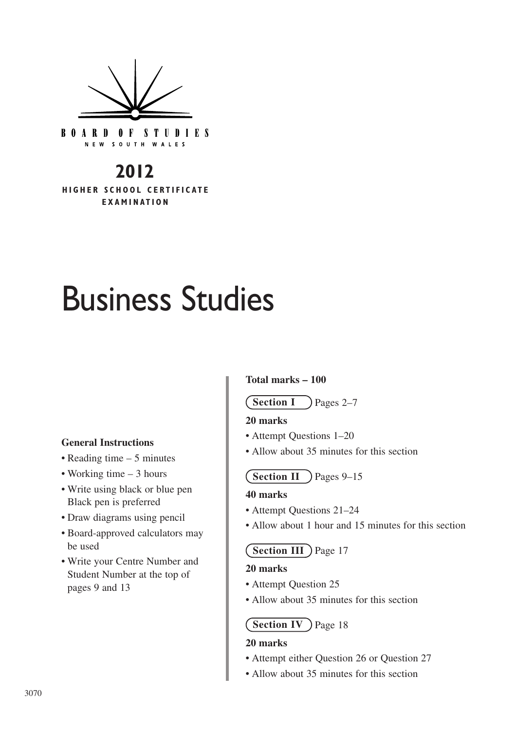BOARD OF STUDIES
NEW SOUTH WALES

**2012**
**HIGHER SCHOOL CERTIFICATE EXAMINATION**

# Business Studies

**General Instructions**

- Reading time – 5 minutes
- Working time – 3 hours
- Write using black or blue pen
  Black pen is preferred
- Draw diagrams using pencil
- Board-approved calculators may be used
- Write your Centre Number and Student Number at the top of pages 9 and 13

**Total marks – 100**

**Section I** Pages 2–7

**20 marks**

- Attempt Questions 1–20
- Allow about 35 minutes for this section

**Section II** Pages 9–15

**40 marks**

- Attempt Questions 21–24
- Allow about 1 hour and 15 minutes for this section

**Section III** Page 17

**20 marks**

- Attempt Question 25
- Allow about 35 minutes for this section

**Section IV** Page 18

**20 marks**

- Attempt either Question 26 or Question 27
- Allow about 35 minutes for this section

3070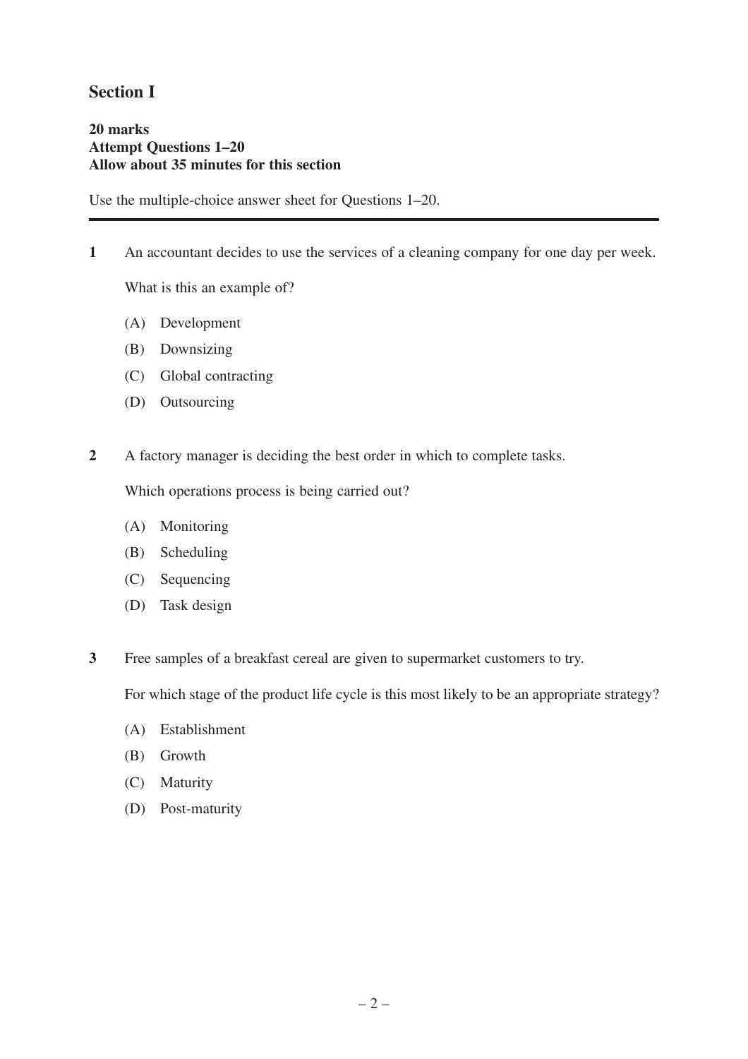## Section I

**20 marks**
**Attempt Questions 1–20**
**Allow about 35 minutes for this section**

Use the multiple-choice answer sheet for Questions 1–20.

---

**1** An accountant decides to use the services of a cleaning company for one day per week.

What is this an example of?

(A) Development

(B) Downsizing

(C) Global contracting

(D) Outsourcing

**2** A factory manager is deciding the best order in which to complete tasks.

Which operations process is being carried out?

(A) Monitoring

(B) Scheduling

(C) Sequencing

(D) Task design

**3** Free samples of a breakfast cereal are given to supermarket customers to try.

For which stage of the product life cycle is this most likely to be an appropriate strategy?

(A) Establishment

(B) Growth

(C) Maturity

(D) Post-maturity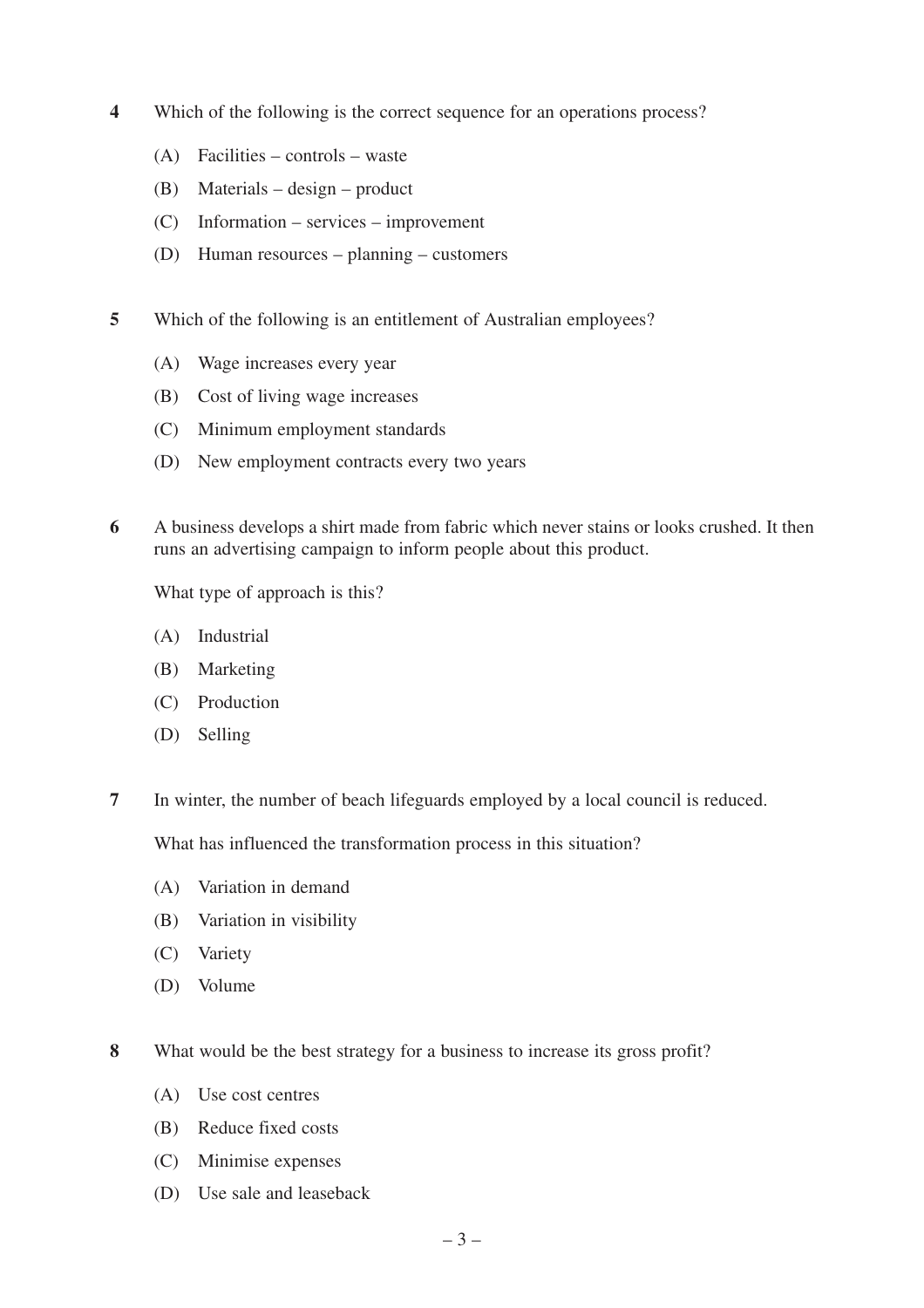**4** Which of the following is the correct sequence for an operations process?

(A) Facilities – controls – waste

(B) Materials – design – product

(C) Information – services – improvement

(D) Human resources – planning – customers

**5** Which of the following is an entitlement of Australian employees?

(A) Wage increases every year

(B) Cost of living wage increases

(C) Minimum employment standards

(D) New employment contracts every two years

**6** A business develops a shirt made from fabric which never stains or looks crushed. It then runs an advertising campaign to inform people about this product.

What type of approach is this?

(A) Industrial

(B) Marketing

(C) Production

(D) Selling

**7** In winter, the number of beach lifeguards employed by a local council is reduced.

What has influenced the transformation process in this situation?

(A) Variation in demand

(B) Variation in visibility

(C) Variety

(D) Volume

**8** What would be the best strategy for a business to increase its gross profit?

(A) Use cost centres

(B) Reduce fixed costs

(C) Minimise expenses

(D) Use sale and leaseback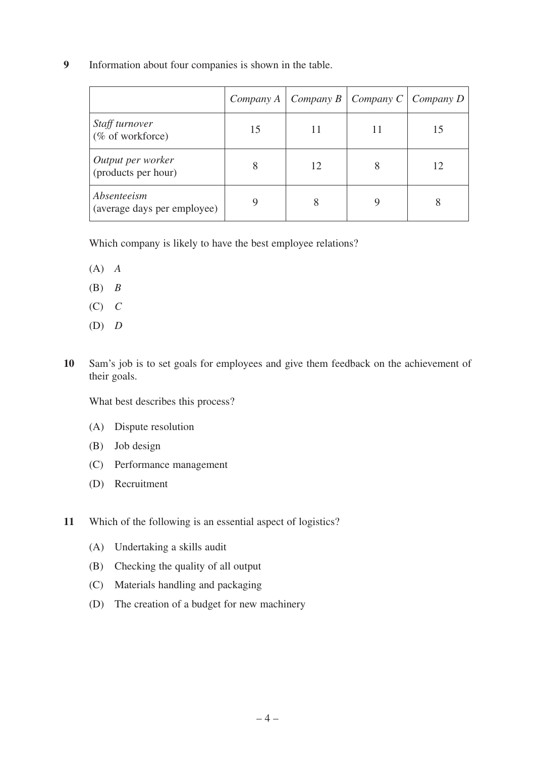**9** Information about four companies is shown in the table.

| | *Company A* | *Company B* | *Company C* | *Company D* |
|---|---|---|---|---|
| *Staff turnover* (% of workforce) | 15 | 11 | 11 | 15 |
| *Output per worker* (products per hour) | 8 | 12 | 8 | 12 |
| *Absenteeism* (average days per employee) | 9 | 8 | 9 | 8 |

Which company is likely to have the best employee relations?

(A) *A*

(B) *B*

(C) *C*

(D) *D*

**10** Sam's job is to set goals for employees and give them feedback on the achievement of their goals.

What best describes this process?

(A) Dispute resolution

(B) Job design

(C) Performance management

(D) Recruitment

**11** Which of the following is an essential aspect of logistics?

(A) Undertaking a skills audit

(B) Checking the quality of all output

(C) Materials handling and packaging

(D) The creation of a budget for new machinery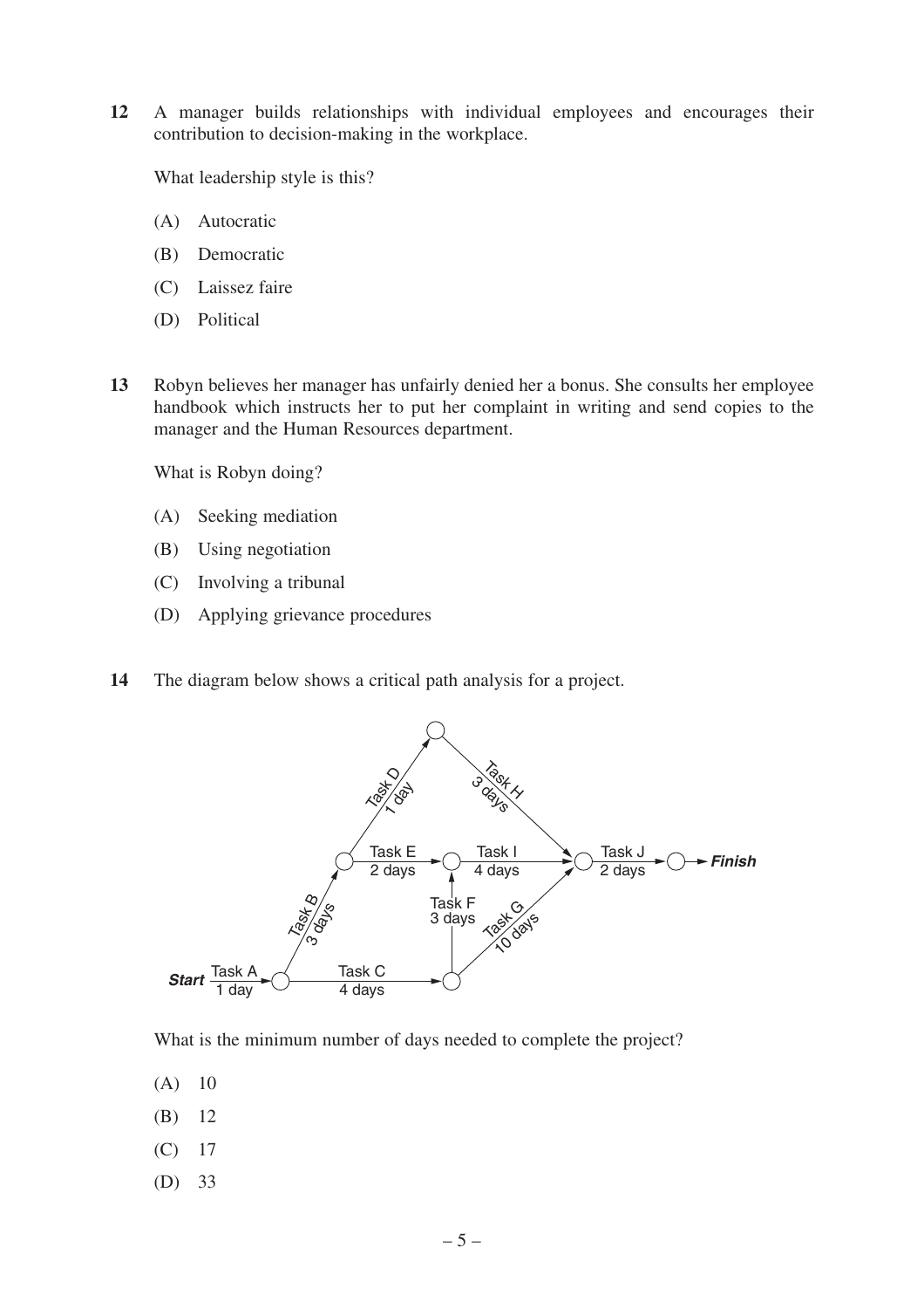**12** A manager builds relationships with individual employees and encourages their contribution to decision-making in the workplace.

What leadership style is this?

(A) Autocratic

(B) Democratic

(C) Laissez faire

(D) Political

**13** Robyn believes her manager has unfairly denied her a bonus. She consults her employee handbook which instructs her to put her complaint in writing and send copies to the manager and the Human Resources department.

What is Robyn doing?

(A) Seeking mediation

(B) Using negotiation

(C) Involving a tribunal

(D) Applying grievance procedures

**14** The diagram below shows a critical path analysis for a project.

Start → Task A (1 day); Task B (3 days); Task C (4 days); Task D (1 day); Task E (2 days); Task F (3 days); Task G (10 days); Task H (3 days); Task I (4 days); Task J (2 days) → Finish

What is the minimum number of days needed to complete the project?

(A) 10

(B) 12

(C) 17

(D) 33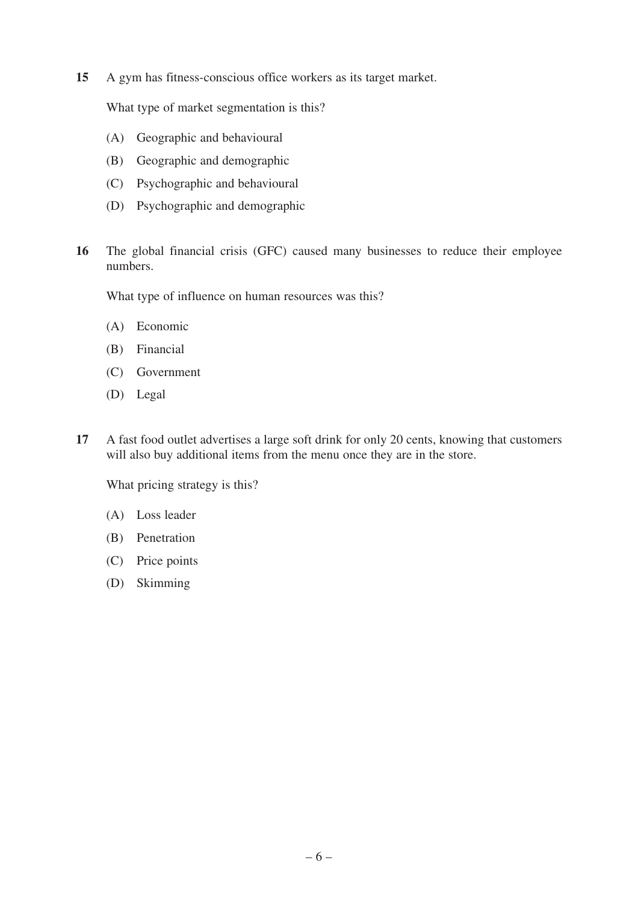**15** A gym has fitness-conscious office workers as its target market.

What type of market segmentation is this?

(A) Geographic and behavioural

(B) Geographic and demographic

(C) Psychographic and behavioural

(D) Psychographic and demographic

**16** The global financial crisis (GFC) caused many businesses to reduce their employee numbers.

What type of influence on human resources was this?

(A) Economic

(B) Financial

(C) Government

(D) Legal

**17** A fast food outlet advertises a large soft drink for only 20 cents, knowing that customers will also buy additional items from the menu once they are in the store.

What pricing strategy is this?

(A) Loss leader

(B) Penetration

(C) Price points

(D) Skimming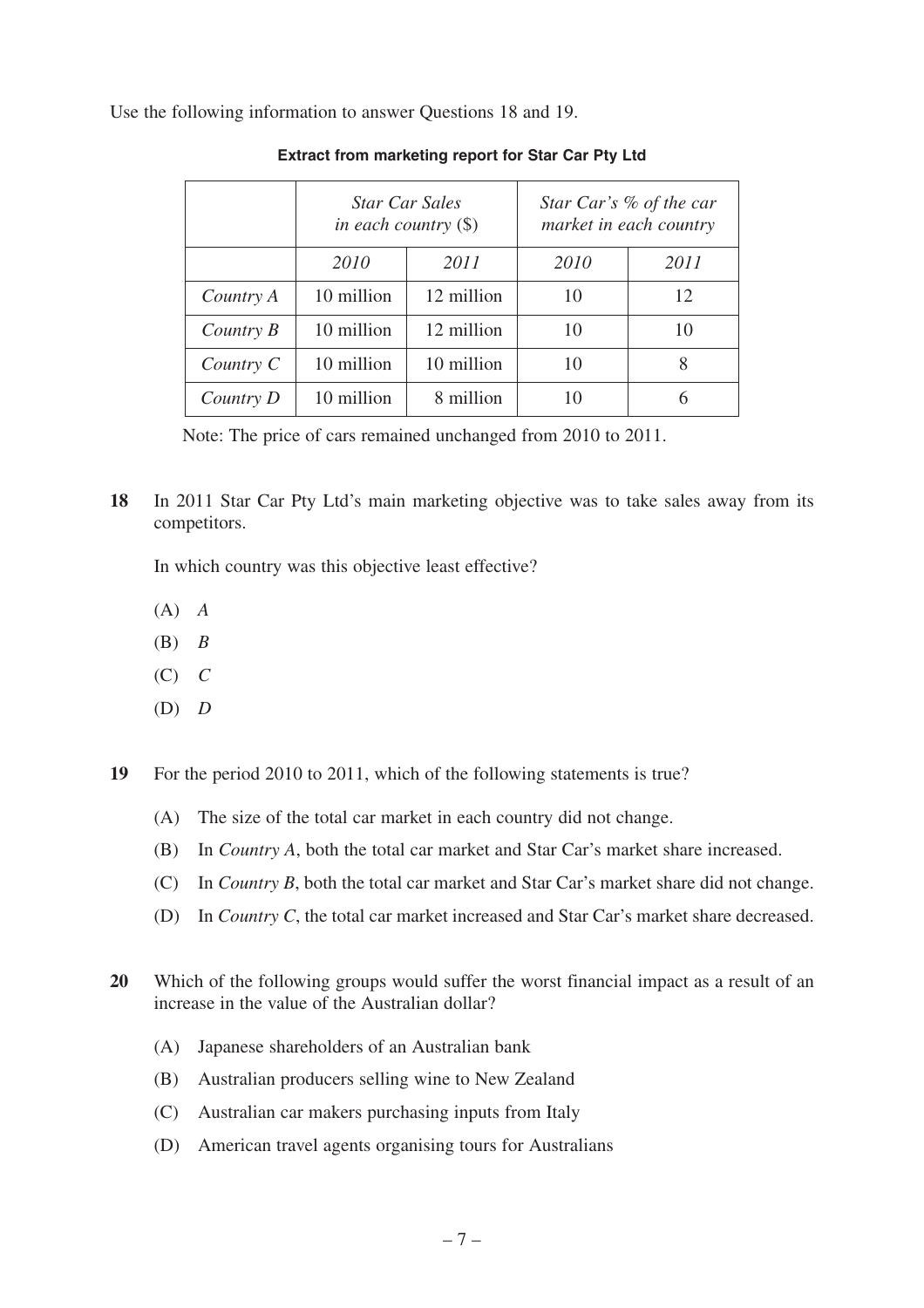Use the following information to answer Questions 18 and 19.

**Extract from marketing report for Star Car Pty Ltd**

| | *Star Car Sales in each country* ($) | | *Star Car's % of the car market in each country* | |
|---|---|---|---|---|
| | *2010* | *2011* | *2010* | *2011* |
| *Country A* | 10 million | 12 million | 10 | 12 |
| *Country B* | 10 million | 12 million | 10 | 10 |
| *Country C* | 10 million | 10 million | 10 | 8 |
| *Country D* | 10 million | 8 million | 10 | 6 |

Note: The price of cars remained unchanged from 2010 to 2011.

**18** In 2011 Star Car Pty Ltd's main marketing objective was to take sales away from its competitors.

In which country was this objective least effective?

(A) *A*

(B) *B*

(C) *C*

(D) *D*

**19** For the period 2010 to 2011, which of the following statements is true?

(A) The size of the total car market in each country did not change.

(B) In *Country A*, both the total car market and Star Car's market share increased.

(C) In *Country B*, both the total car market and Star Car's market share did not change.

(D) In *Country C*, the total car market increased and Star Car's market share decreased.

**20** Which of the following groups would suffer the worst financial impact as a result of an increase in the value of the Australian dollar?

(A) Japanese shareholders of an Australian bank

(B) Australian producers selling wine to New Zealand

(C) Australian car makers purchasing inputs from Italy

(D) American travel agents organising tours for Australians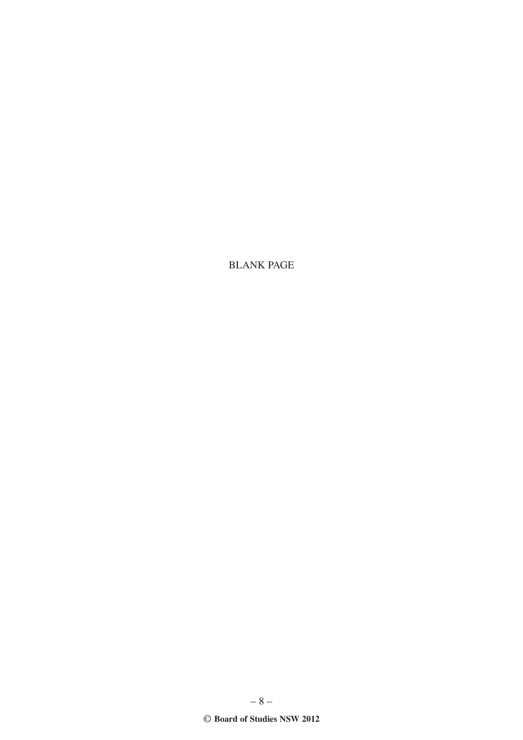BLANK PAGE

© Board of Studies NSW 2012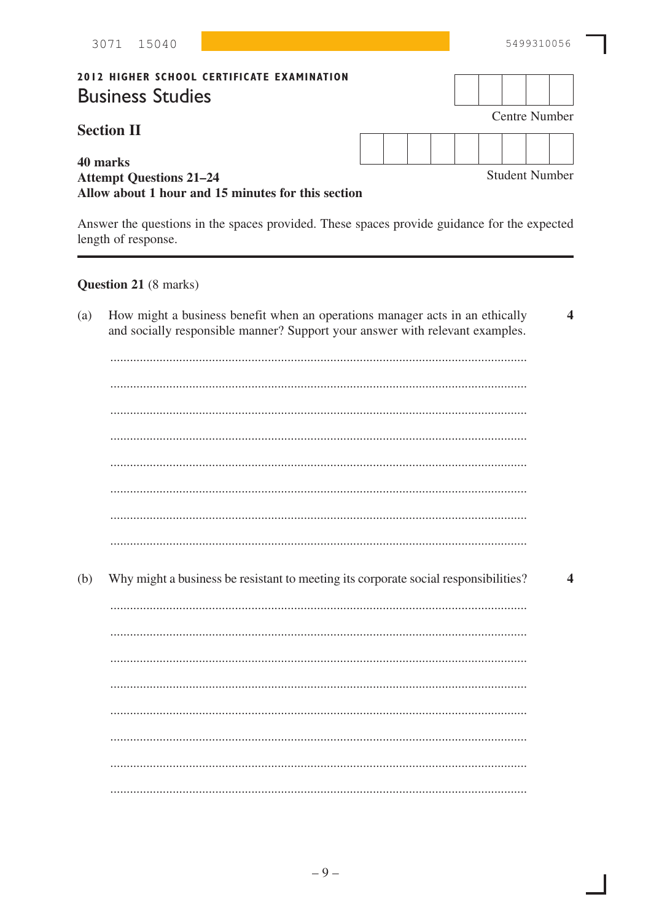2012 HIGHER SCHOOL CERTIFICATE EXAMINATION

# Business Studies

Centre Number

Student Number

## Section II

**40 marks**
**Attempt Questions 21–24**
**Allow about 1 hour and 15 minutes for this section**

Answer the questions in the spaces provided. These spaces provide guidance for the expected length of response.

---

**Question 21** (8 marks)

(a) How might a business benefit when an operations manager acts in an ethically and socially responsible manner? Support your answer with relevant examples. **4**

...............................................................................................................................

...............................................................................................................................

...............................................................................................................................

...............................................................................................................................

...............................................................................................................................

...............................................................................................................................

...............................................................................................................................

...............................................................................................................................

(b) Why might a business be resistant to meeting its corporate social responsibilities? **4**

...............................................................................................................................

...............................................................................................................................

...............................................................................................................................

...............................................................................................................................

...............................................................................................................................

...............................................................................................................................

...............................................................................................................................

...............................................................................................................................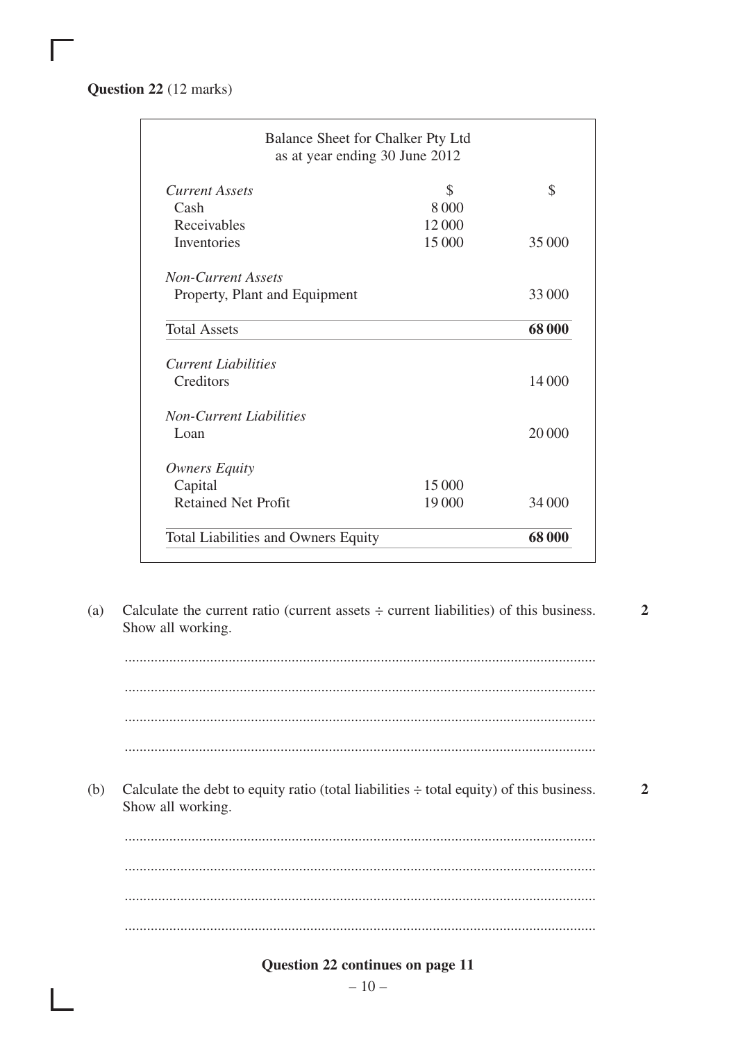**Question 22** (12 marks)

| Balance Sheet for Chalker Pty Ltd as at year ending 30 June 2012 | | |
|---|---|---|
| *Current Assets* | $ | $ |
| Cash | 8 000 | |
| Receivables | 12 000 | |
| Inventories | 15 000 | 35 000 |
| *Non-Current Assets* | | |
| Property, Plant and Equipment | | 33 000 |
| Total Assets | | **68 000** |
| *Current Liabilities* | | |
| Creditors | | 14 000 |
| *Non-Current Liabilities* | | |
| Loan | | 20 000 |
| *Owners Equity* | | |
| Capital | 15 000 | |
| Retained Net Profit | 19 000 | 34 000 |
| Total Liabilities and Owners Equity | | **68 000** |

(a) Calculate the current ratio (current assets ÷ current liabilities) of this business. Show all working. **2**

..............................................................................................................................

..............................................................................................................................

..............................................................................................................................

..............................................................................................................................

(b) Calculate the debt to equity ratio (total liabilities ÷ total equity) of this business. Show all working. **2**

..............................................................................................................................

..............................................................................................................................

..............................................................................................................................

..............................................................................................................................

**Question 22 continues on page 11**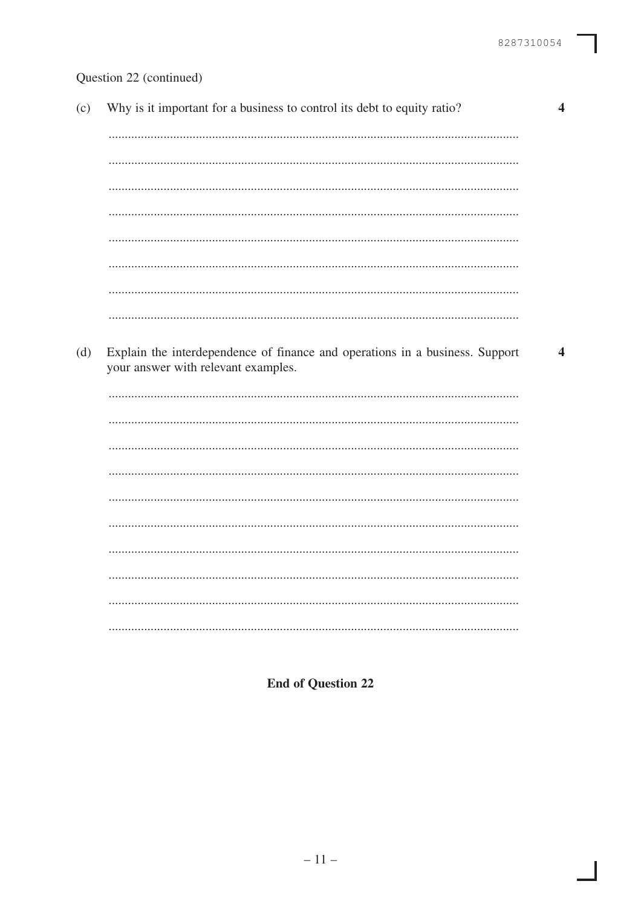Question 22 (continued)

(c) Why is it important for a business to control its debt to equity ratio? **4**

(d) Explain the interdependence of finance and operations in a business. Support your answer with relevant examples. **4**

**End of Question 22**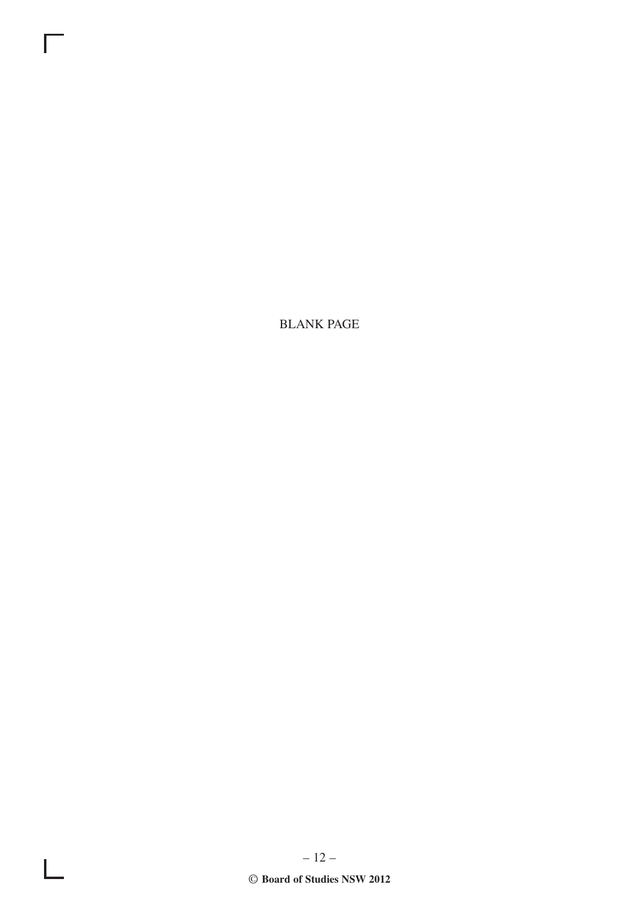BLANK PAGE

© Board of Studies NSW 2012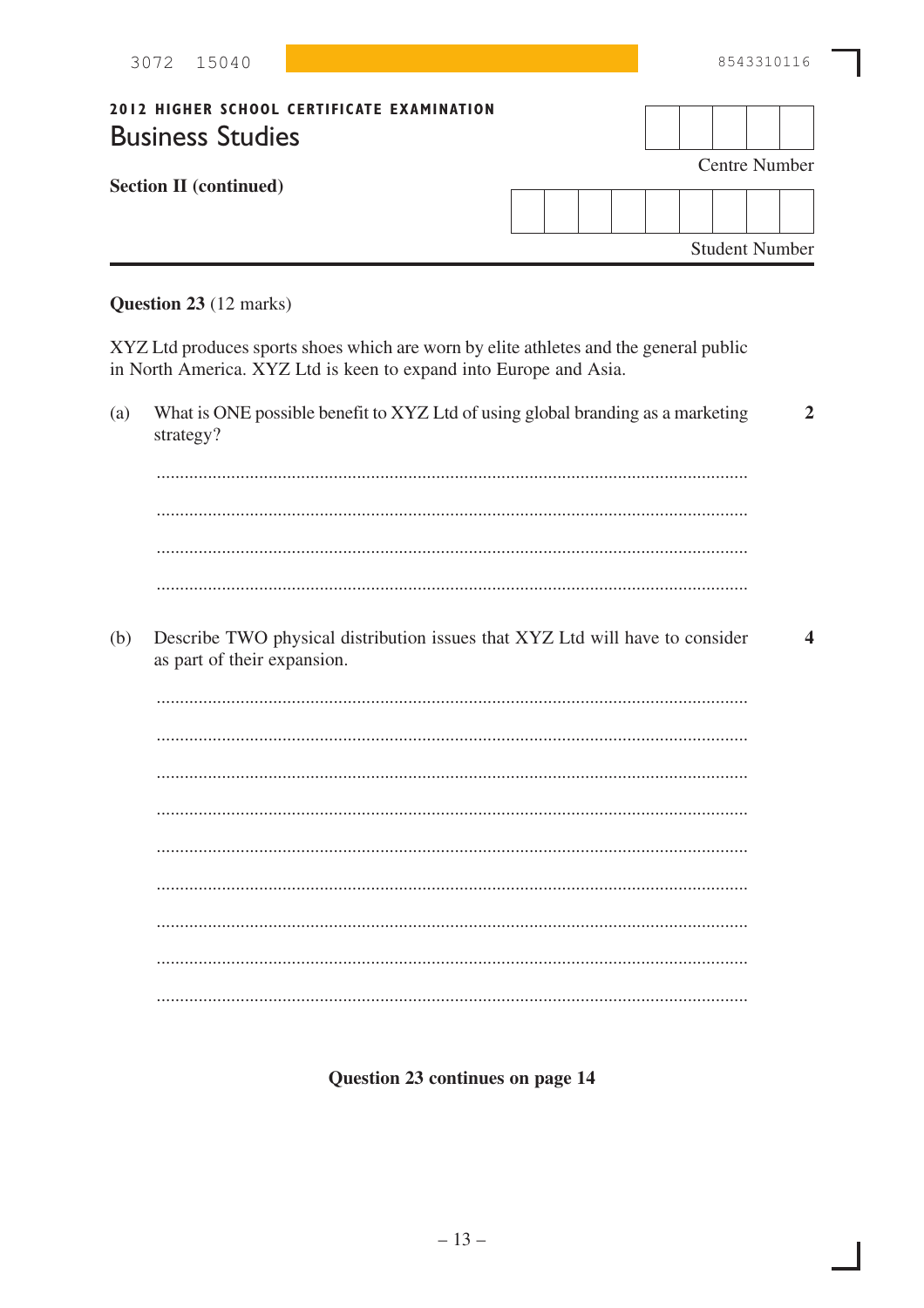**2012 HIGHER SCHOOL CERTIFICATE EXAMINATION**

# Business Studies

**Section II (continued)**

Centre Number

Student Number

---

**Question 23** (12 marks)

XYZ Ltd produces sports shoes which are worn by elite athletes and the general public in North America. XYZ Ltd is keen to expand into Europe and Asia.

(a) What is ONE possible benefit to XYZ Ltd of using global branding as a marketing strategy? **2**

...............................................................................................................................

...............................................................................................................................

...............................................................................................................................

...............................................................................................................................

(b) Describe TWO physical distribution issues that XYZ Ltd will have to consider as part of their expansion. **4**

...............................................................................................................................

...............................................................................................................................

...............................................................................................................................

...............................................................................................................................

...............................................................................................................................

...............................................................................................................................

...............................................................................................................................

...............................................................................................................................

...............................................................................................................................

**Question 23 continues on page 14**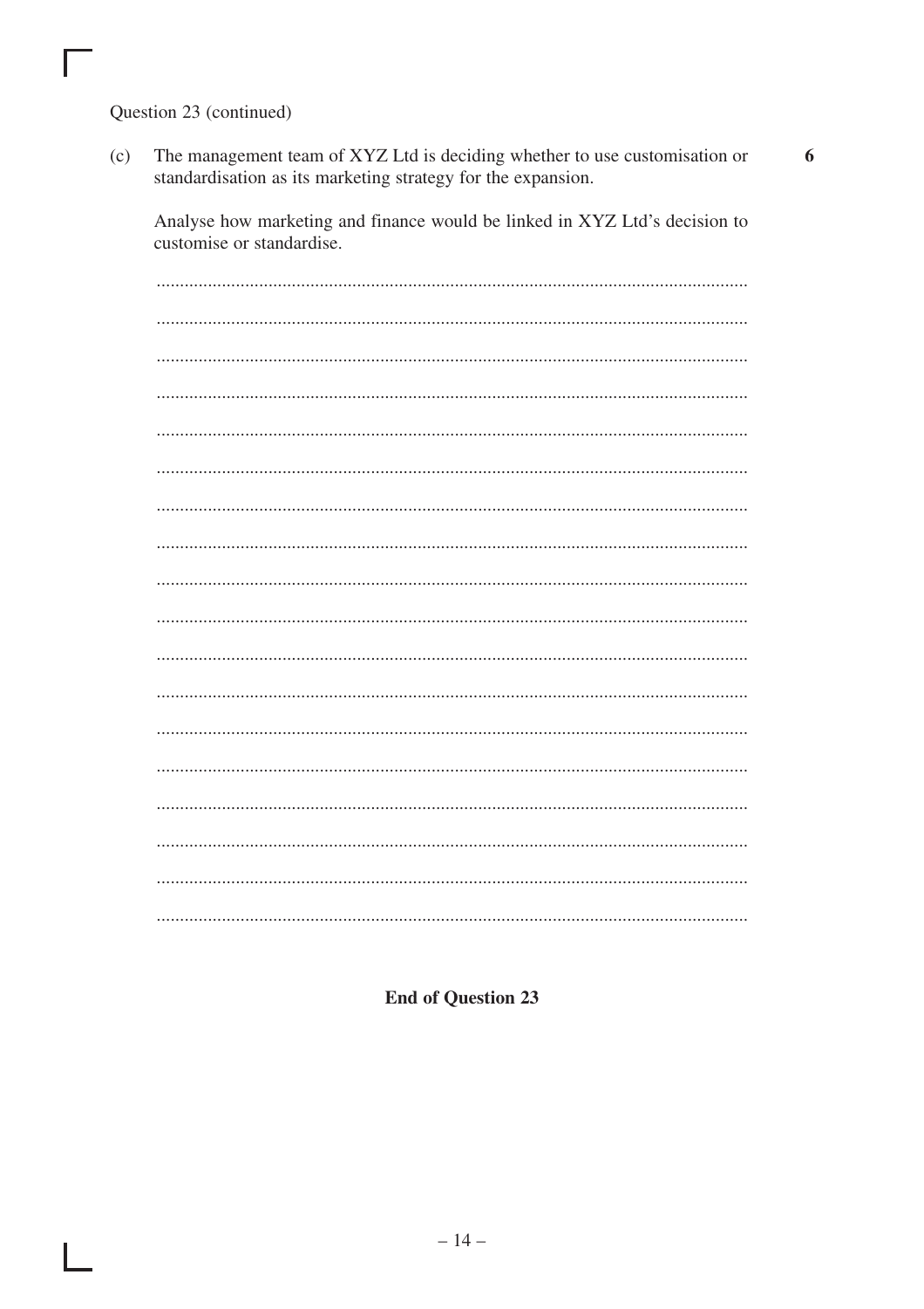Question 23 (continued)

(c) The management team of XYZ Ltd is deciding whether to use customisation or standardisation as its marketing strategy for the expansion. **6**

Analyse how marketing and finance would be linked in XYZ Ltd's decision to customise or standardise.

**End of Question 23**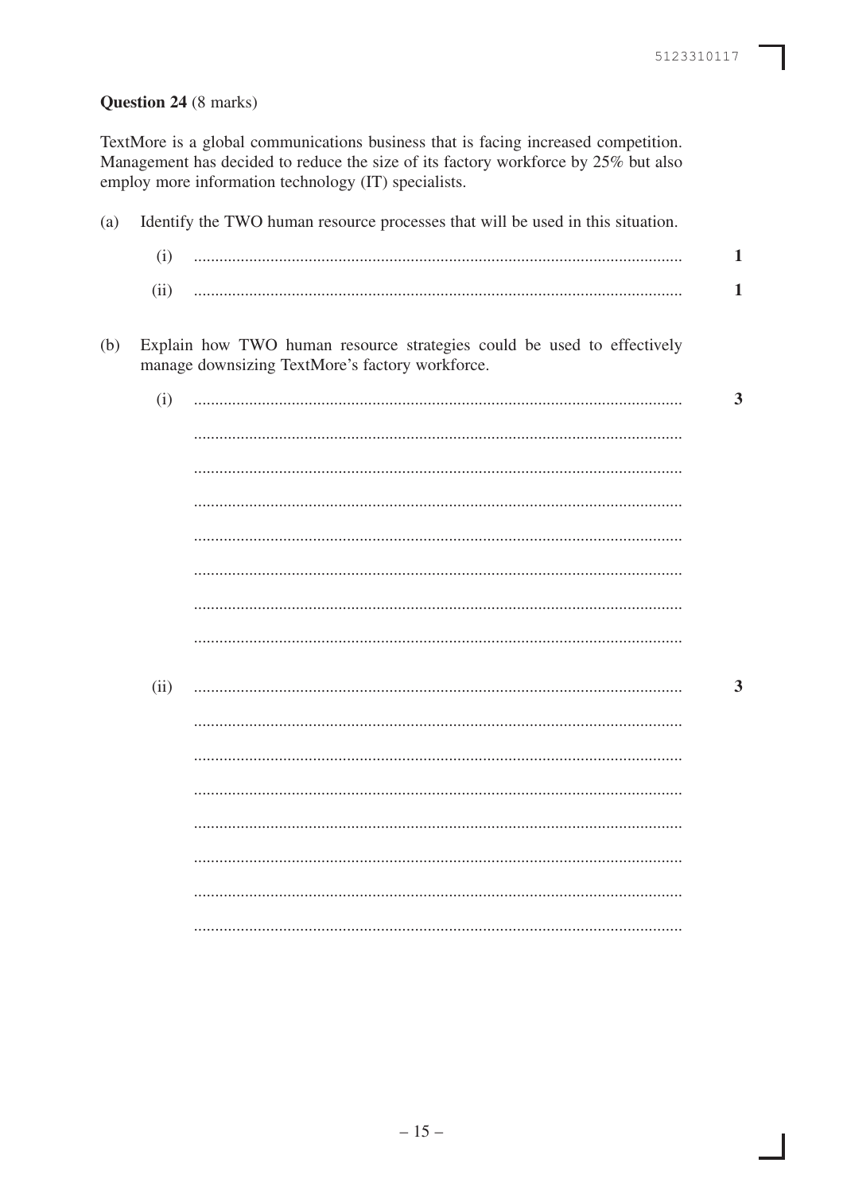**Question 24** (8 marks)

TextMore is a global communications business that is facing increased competition. Management has decided to reduce the size of its factory workforce by 25% but also employ more information technology (IT) specialists.

(a) Identify the TWO human resource processes that will be used in this situation.

(i) .................................................................................................................. **1**

(ii) .................................................................................................................. **1**

(b) Explain how TWO human resource strategies could be used to effectively manage downsizing TextMore's factory workforce.

(i) .................................................................................................................. **3**

..................................................................................................................

..................................................................................................................

..................................................................................................................

..................................................................................................................

..................................................................................................................

..................................................................................................................

..................................................................................................................

(ii) .................................................................................................................. **3**

..................................................................................................................

..................................................................................................................

..................................................................................................................

..................................................................................................................

..................................................................................................................

..................................................................................................................

..................................................................................................................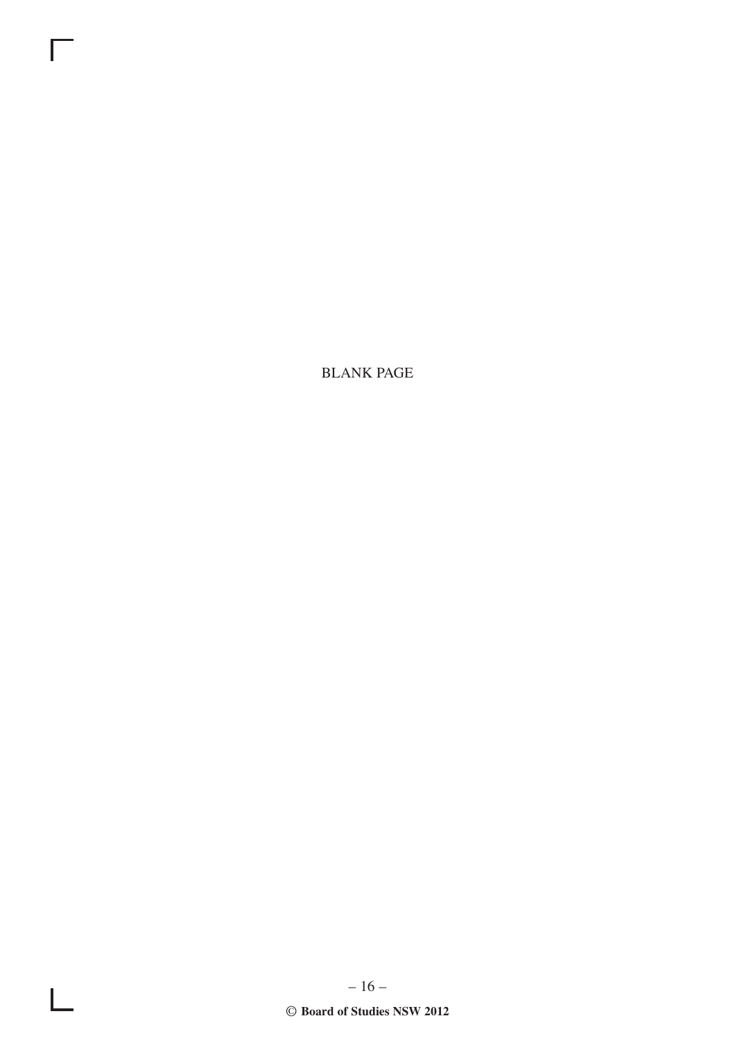BLANK PAGE

© Board of Studies NSW 2012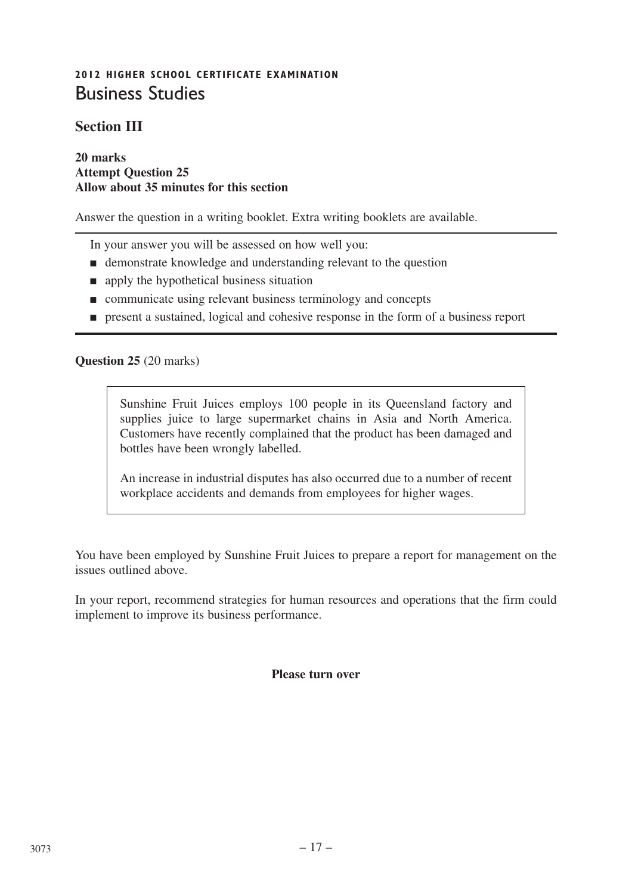**2012 HIGHER SCHOOL CERTIFICATE EXAMINATION**

# Business Studies

## Section III

**20 marks**
**Attempt Question 25**
**Allow about 35 minutes for this section**

Answer the question in a writing booklet. Extra writing booklets are available.

In your answer you will be assessed on how well you:

- demonstrate knowledge and understanding relevant to the question
- apply the hypothetical business situation
- communicate using relevant business terminology and concepts
- present a sustained, logical and cohesive response in the form of a business report

**Question 25** (20 marks)

> Sunshine Fruit Juices employs 100 people in its Queensland factory and supplies juice to large supermarket chains in Asia and North America. Customers have recently complained that the product has been damaged and bottles have been wrongly labelled.
>
> An increase in industrial disputes has also occurred due to a number of recent workplace accidents and demands from employees for higher wages.

You have been employed by Sunshine Fruit Juices to prepare a report for management on the issues outlined above.

In your report, recommend strategies for human resources and operations that the firm could implement to improve its business performance.

**Please turn over**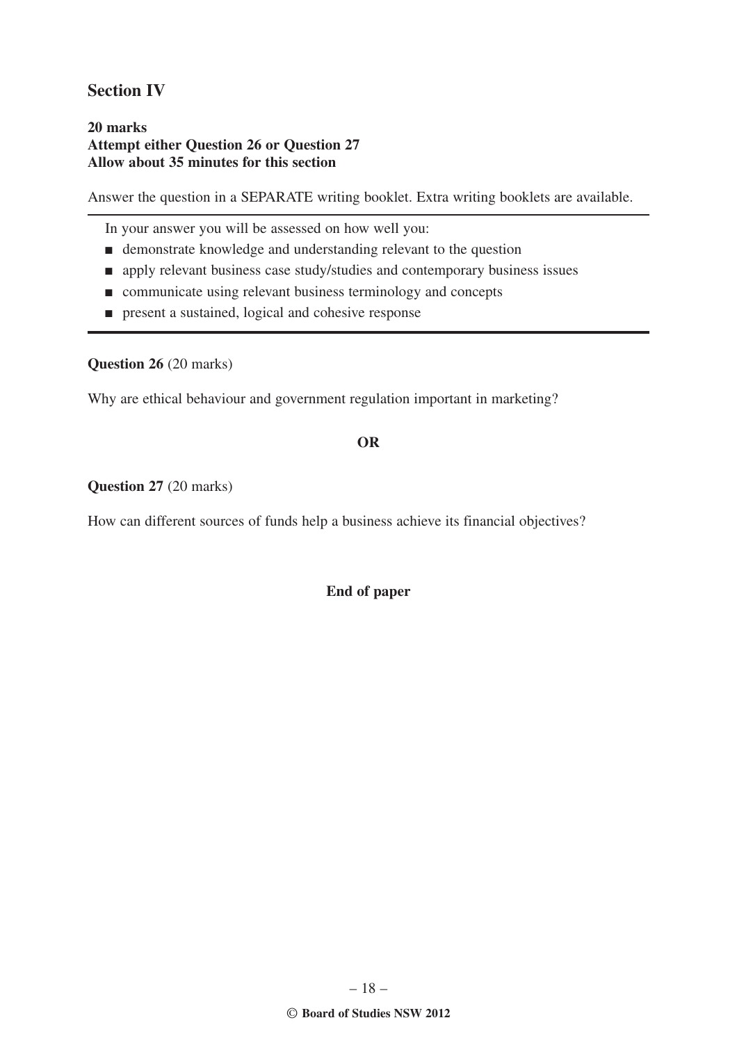## Section IV

**20 marks**
**Attempt either Question 26 or Question 27**
**Allow about 35 minutes for this section**

Answer the question in a SEPARATE writing booklet. Extra writing booklets are available.

---

In your answer you will be assessed on how well you:

- demonstrate knowledge and understanding relevant to the question
- apply relevant business case study/studies and contemporary business issues
- communicate using relevant business terminology and concepts
- present a sustained, logical and cohesive response

---

**Question 26** (20 marks)

Why are ethical behaviour and government regulation important in marketing?

**OR**

**Question 27** (20 marks)

How can different sources of funds help a business achieve its financial objectives?

**End of paper**

**© Board of Studies NSW 2012**